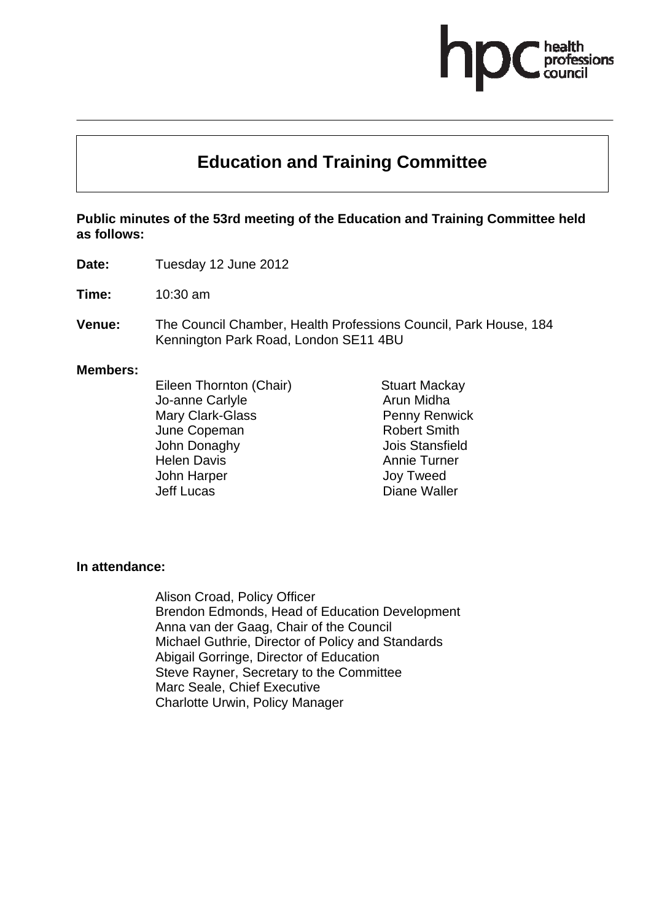# Education and Training Committee

**Public minutes of the 53rd meeting of the Education and Training Committee held as follows:**

**Date:** Tuesday 12 June 2012

**Time:** 10:30 am

**Venue:** The Council Chamber, Health Professions Council, Park House, 184 Kennington Park Road, London SE11 4BU

**Members:**

Eileen Thornton (Chair)
Jo-anne Carlyle
Mary Clark-Glass
June Copeman
John Donaghy
Helen Davis
John Harper
Jeff Lucas
Stuart Mackay
Arun Midha
Penny Renwick
Robert Smith
Jois Stansfield
Annie Turner
Joy Tweed
Diane Waller

**In attendance:**

Alison Croad, Policy Officer
Brendon Edmonds, Head of Education Development
Anna van der Gaag, Chair of the Council
Michael Guthrie, Director of Policy and Standards
Abigail Gorringe, Director of Education
Steve Rayner, Secretary to the Committee
Marc Seale, Chief Executive
Charlotte Urwin, Policy Manager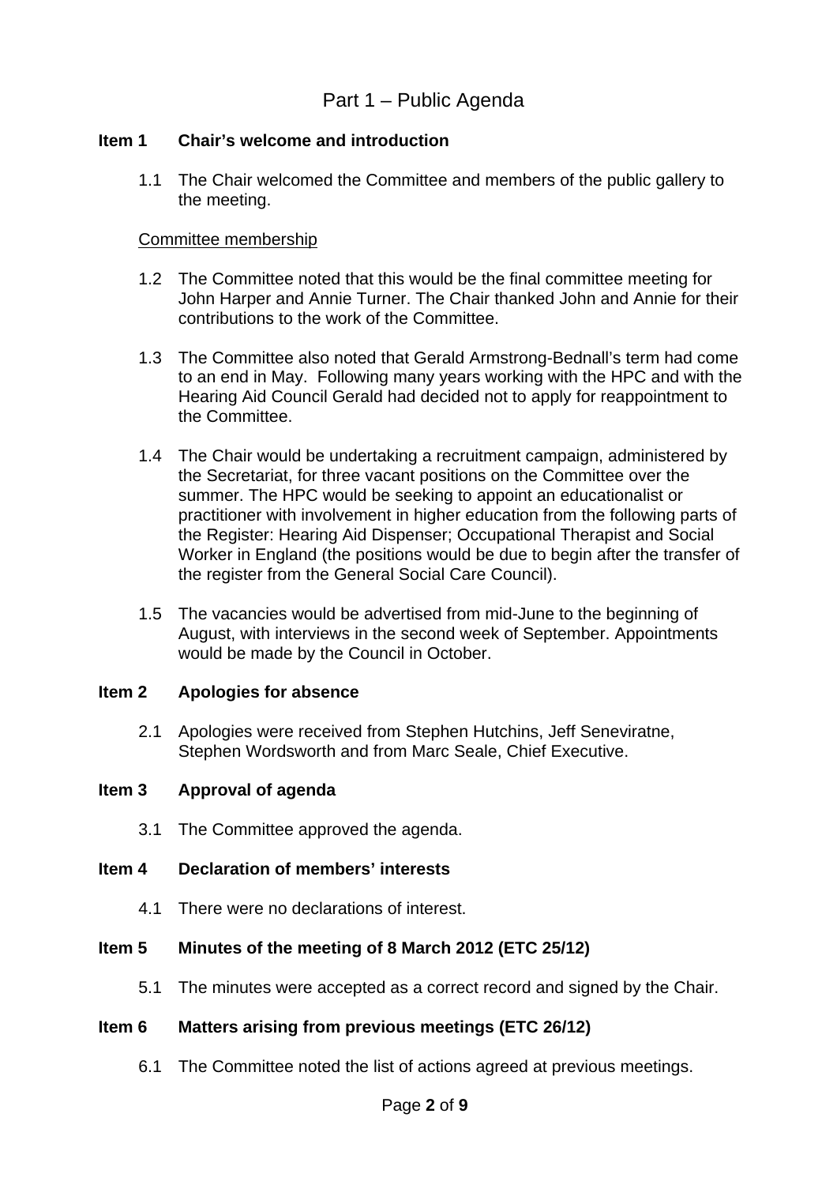# Part 1 – Public Agenda

## Item 1 Chair's welcome and introduction

1.1 The Chair welcomed the Committee and members of the public gallery to the meeting.

Committee membership

1.2 The Committee noted that this would be the final committee meeting for John Harper and Annie Turner. The Chair thanked John and Annie for their contributions to the work of the Committee.

1.3 The Committee also noted that Gerald Armstrong-Bednall's term had come to an end in May. Following many years working with the HPC and with the Hearing Aid Council Gerald had decided not to apply for reappointment to the Committee.

1.4 The Chair would be undertaking a recruitment campaign, administered by the Secretariat, for three vacant positions on the Committee over the summer. The HPC would be seeking to appoint an educationalist or practitioner with involvement in higher education from the following parts of the Register: Hearing Aid Dispenser; Occupational Therapist and Social Worker in England (the positions would be due to begin after the transfer of the register from the General Social Care Council).

1.5 The vacancies would be advertised from mid-June to the beginning of August, with interviews in the second week of September. Appointments would be made by the Council in October.

## Item 2 Apologies for absence

2.1 Apologies were received from Stephen Hutchins, Jeff Seneviratne, Stephen Wordsworth and from Marc Seale, Chief Executive.

## Item 3 Approval of agenda

3.1 The Committee approved the agenda.

## Item 4 Declaration of members' interests

4.1 There were no declarations of interest.

## Item 5 Minutes of the meeting of 8 March 2012 (ETC 25/12)

5.1 The minutes were accepted as a correct record and signed by the Chair.

## Item 6 Matters arising from previous meetings (ETC 26/12)

6.1 The Committee noted the list of actions agreed at previous meetings.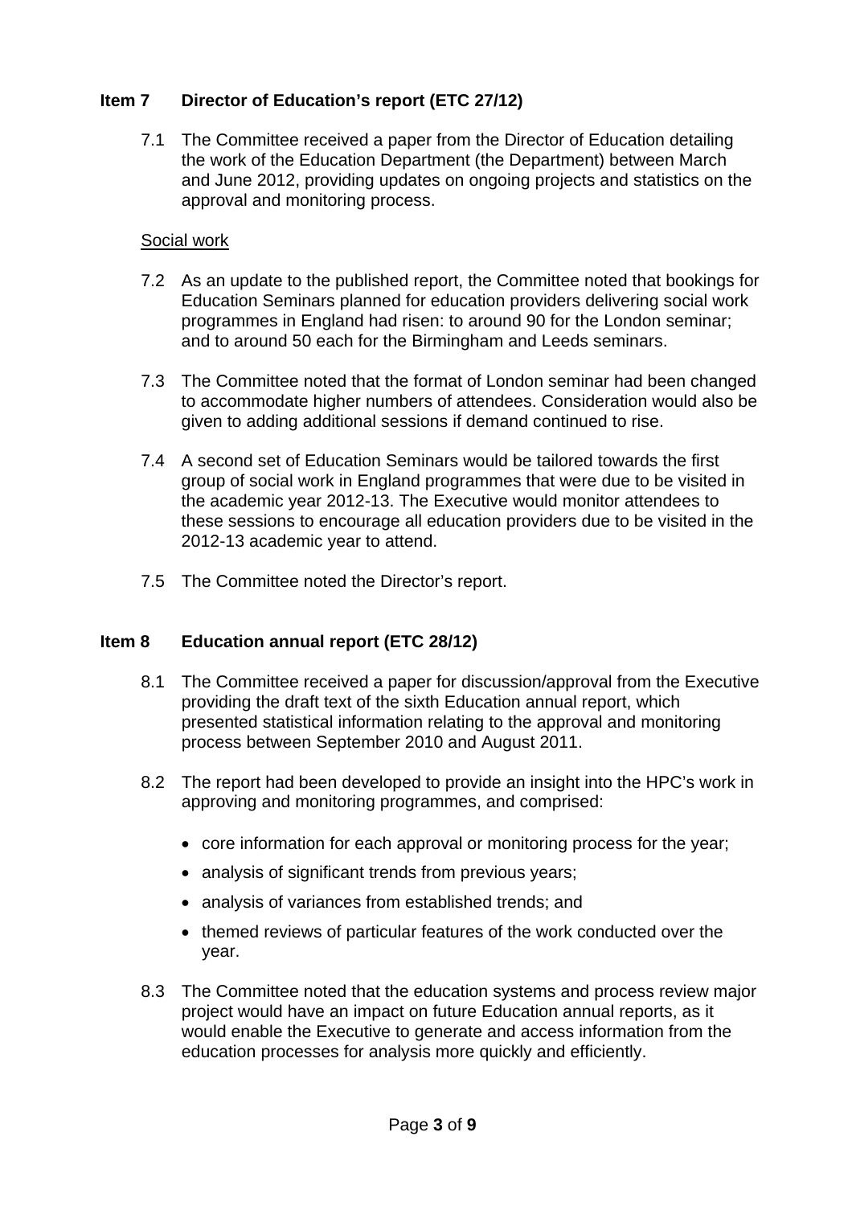## Item 7 Director of Education's report (ETC 27/12)

7.1 The Committee received a paper from the Director of Education detailing the work of the Education Department (the Department) between March and June 2012, providing updates on ongoing projects and statistics on the approval and monitoring process.

Social work

7.2 As an update to the published report, the Committee noted that bookings for Education Seminars planned for education providers delivering social work programmes in England had risen: to around 90 for the London seminar; and to around 50 each for the Birmingham and Leeds seminars.

7.3 The Committee noted that the format of London seminar had been changed to accommodate higher numbers of attendees. Consideration would also be given to adding additional sessions if demand continued to rise.

7.4 A second set of Education Seminars would be tailored towards the first group of social work in England programmes that were due to be visited in the academic year 2012-13. The Executive would monitor attendees to these sessions to encourage all education providers due to be visited in the 2012-13 academic year to attend.

7.5 The Committee noted the Director's report.

## Item 8 Education annual report (ETC 28/12)

8.1 The Committee received a paper for discussion/approval from the Executive providing the draft text of the sixth Education annual report, which presented statistical information relating to the approval and monitoring process between September 2010 and August 2011.

8.2 The report had been developed to provide an insight into the HPC's work in approving and monitoring programmes, and comprised:

- core information for each approval or monitoring process for the year;
- analysis of significant trends from previous years;
- analysis of variances from established trends; and
- themed reviews of particular features of the work conducted over the year.

8.3 The Committee noted that the education systems and process review major project would have an impact on future Education annual reports, as it would enable the Executive to generate and access information from the education processes for analysis more quickly and efficiently.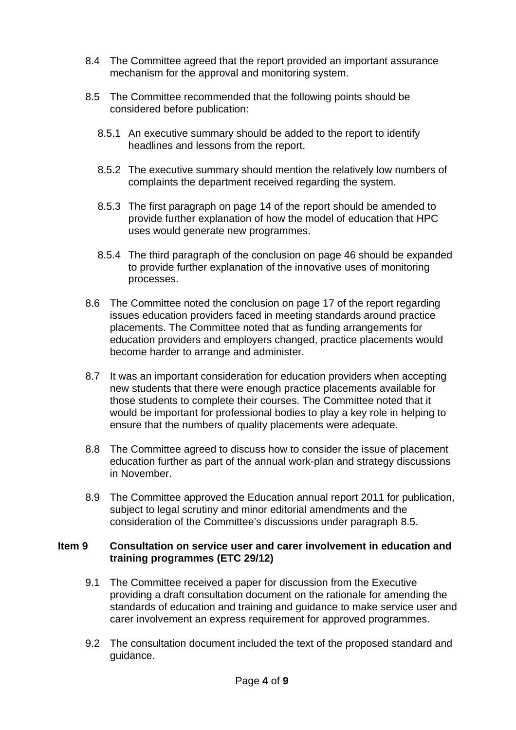8.4 The Committee agreed that the report provided an important assurance mechanism for the approval and monitoring system.

8.5 The Committee recommended that the following points should be considered before publication:

8.5.1 An executive summary should be added to the report to identify headlines and lessons from the report.

8.5.2 The executive summary should mention the relatively low numbers of complaints the department received regarding the system.

8.5.3 The first paragraph on page 14 of the report should be amended to provide further explanation of how the model of education that HPC uses would generate new programmes.

8.5.4 The third paragraph of the conclusion on page 46 should be expanded to provide further explanation of the innovative uses of monitoring processes.

8.6 The Committee noted the conclusion on page 17 of the report regarding issues education providers faced in meeting standards around practice placements. The Committee noted that as funding arrangements for education providers and employers changed, practice placements would become harder to arrange and administer.

8.7 It was an important consideration for education providers when accepting new students that there were enough practice placements available for those students to complete their courses. The Committee noted that it would be important for professional bodies to play a key role in helping to ensure that the numbers of quality placements were adequate.

8.8 The Committee agreed to discuss how to consider the issue of placement education further as part of the annual work-plan and strategy discussions in November.

8.9 The Committee approved the Education annual report 2011 for publication, subject to legal scrutiny and minor editorial amendments and the consideration of the Committee's discussions under paragraph 8.5.

**Item 9 Consultation on service user and carer involvement in education and training programmes (ETC 29/12)**

9.1 The Committee received a paper for discussion from the Executive providing a draft consultation document on the rationale for amending the standards of education and training and guidance to make service user and carer involvement an express requirement for approved programmes.

9.2 The consultation document included the text of the proposed standard and guidance.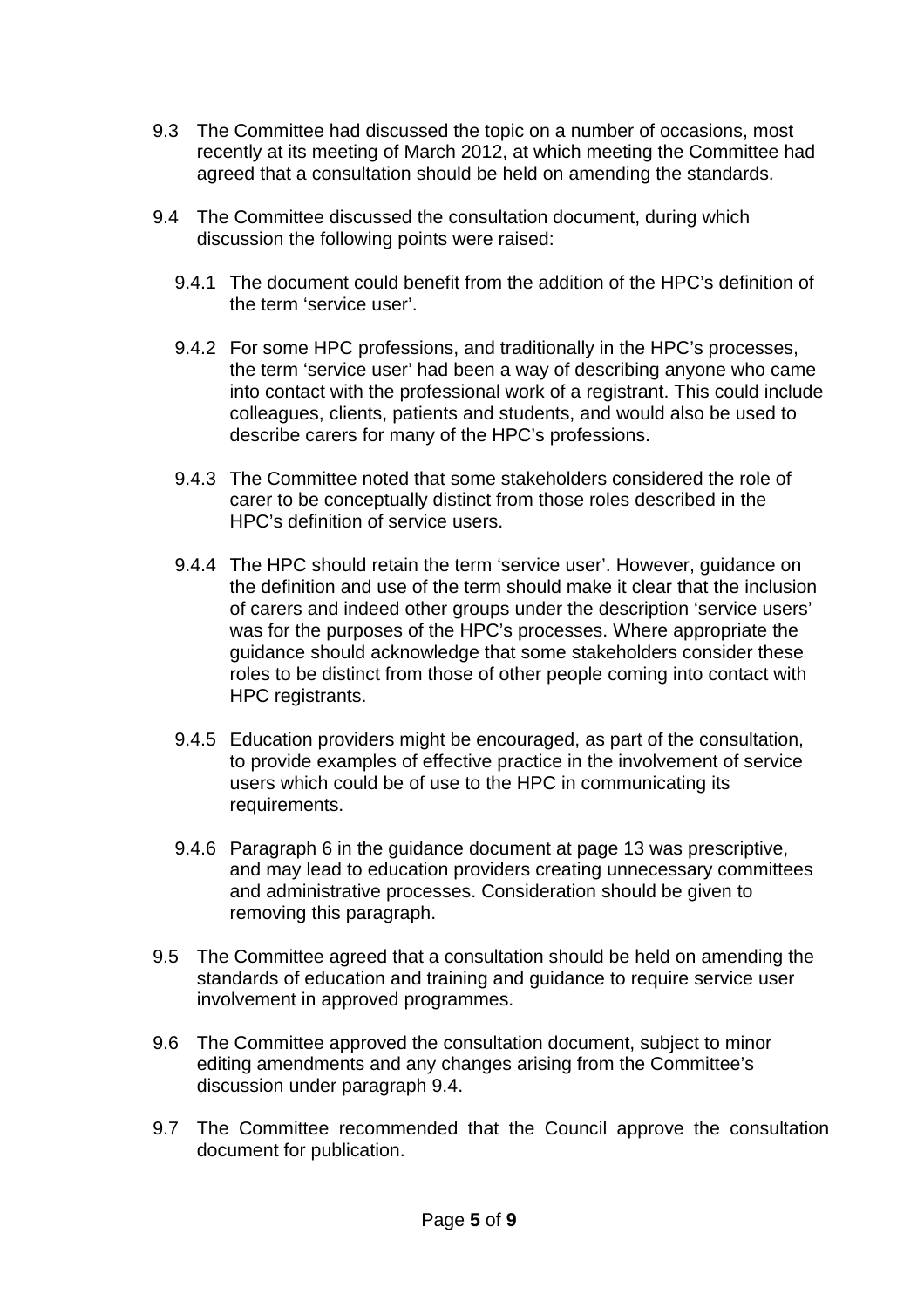9.3 The Committee had discussed the topic on a number of occasions, most recently at its meeting of March 2012, at which meeting the Committee had agreed that a consultation should be held on amending the standards.

9.4 The Committee discussed the consultation document, during which discussion the following points were raised:

9.4.1 The document could benefit from the addition of the HPC's definition of the term 'service user'.

9.4.2 For some HPC professions, and traditionally in the HPC's processes, the term 'service user' had been a way of describing anyone who came into contact with the professional work of a registrant. This could include colleagues, clients, patients and students, and would also be used to describe carers for many of the HPC's professions.

9.4.3 The Committee noted that some stakeholders considered the role of carer to be conceptually distinct from those roles described in the HPC's definition of service users.

9.4.4 The HPC should retain the term 'service user'. However, guidance on the definition and use of the term should make it clear that the inclusion of carers and indeed other groups under the description 'service users' was for the purposes of the HPC's processes. Where appropriate the guidance should acknowledge that some stakeholders consider these roles to be distinct from those of other people coming into contact with HPC registrants.

9.4.5 Education providers might be encouraged, as part of the consultation, to provide examples of effective practice in the involvement of service users which could be of use to the HPC in communicating its requirements.

9.4.6 Paragraph 6 in the guidance document at page 13 was prescriptive, and may lead to education providers creating unnecessary committees and administrative processes. Consideration should be given to removing this paragraph.

9.5 The Committee agreed that a consultation should be held on amending the standards of education and training and guidance to require service user involvement in approved programmes.

9.6 The Committee approved the consultation document, subject to minor editing amendments and any changes arising from the Committee's discussion under paragraph 9.4.

9.7 The Committee recommended that the Council approve the consultation document for publication.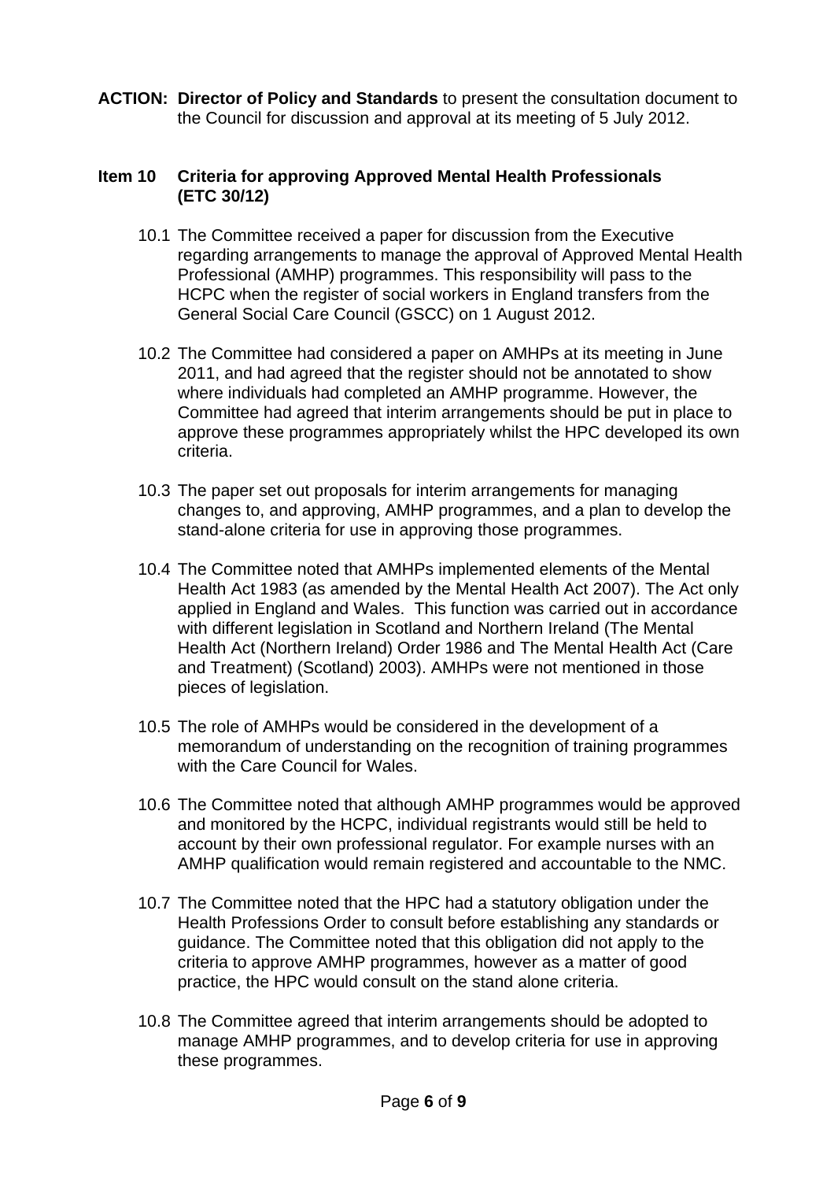**ACTION:** **Director of Policy and Standards** to present the consultation document to the Council for discussion and approval at its meeting of 5 July 2012.

**Item 10 Criteria for approving Approved Mental Health Professionals (ETC 30/12)**

10.1 The Committee received a paper for discussion from the Executive regarding arrangements to manage the approval of Approved Mental Health Professional (AMHP) programmes. This responsibility will pass to the HCPC when the register of social workers in England transfers from the General Social Care Council (GSCC) on 1 August 2012.

10.2 The Committee had considered a paper on AMHPs at its meeting in June 2011, and had agreed that the register should not be annotated to show where individuals had completed an AMHP programme. However, the Committee had agreed that interim arrangements should be put in place to approve these programmes appropriately whilst the HPC developed its own criteria.

10.3 The paper set out proposals for interim arrangements for managing changes to, and approving, AMHP programmes, and a plan to develop the stand-alone criteria for use in approving those programmes.

10.4 The Committee noted that AMHPs implemented elements of the Mental Health Act 1983 (as amended by the Mental Health Act 2007). The Act only applied in England and Wales. This function was carried out in accordance with different legislation in Scotland and Northern Ireland (The Mental Health Act (Northern Ireland) Order 1986 and The Mental Health Act (Care and Treatment) (Scotland) 2003). AMHPs were not mentioned in those pieces of legislation.

10.5 The role of AMHPs would be considered in the development of a memorandum of understanding on the recognition of training programmes with the Care Council for Wales.

10.6 The Committee noted that although AMHP programmes would be approved and monitored by the HCPC, individual registrants would still be held to account by their own professional regulator. For example nurses with an AMHP qualification would remain registered and accountable to the NMC.

10.7 The Committee noted that the HPC had a statutory obligation under the Health Professions Order to consult before establishing any standards or guidance. The Committee noted that this obligation did not apply to the criteria to approve AMHP programmes, however as a matter of good practice, the HPC would consult on the stand alone criteria.

10.8 The Committee agreed that interim arrangements should be adopted to manage AMHP programmes, and to develop criteria for use in approving these programmes.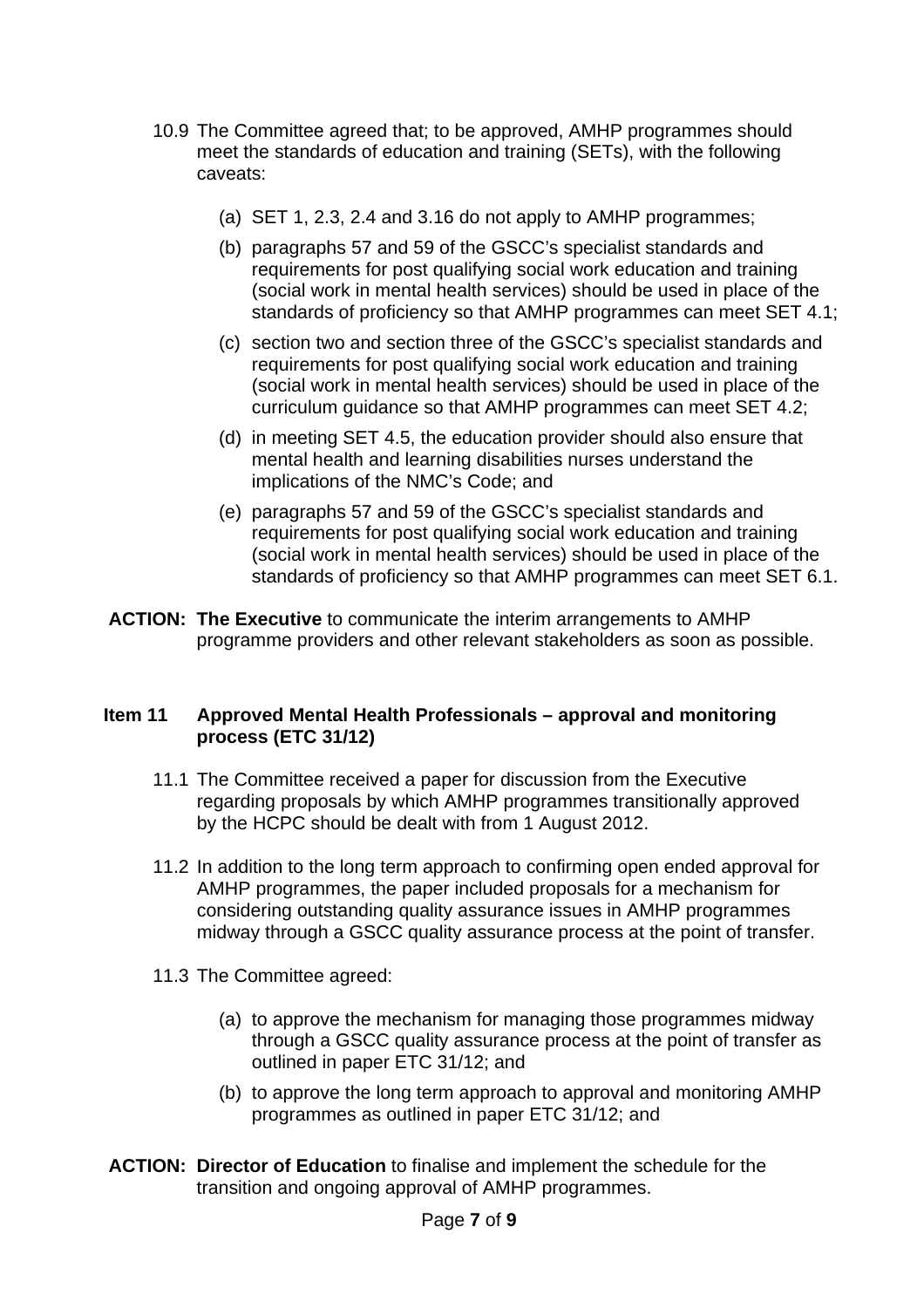10.9 The Committee agreed that; to be approved, AMHP programmes should meet the standards of education and training (SETs), with the following caveats:

(a) SET 1, 2.3, 2.4 and 3.16 do not apply to AMHP programmes;

(b) paragraphs 57 and 59 of the GSCC's specialist standards and requirements for post qualifying social work education and training (social work in mental health services) should be used in place of the standards of proficiency so that AMHP programmes can meet SET 4.1;

(c) section two and section three of the GSCC's specialist standards and requirements for post qualifying social work education and training (social work in mental health services) should be used in place of the curriculum guidance so that AMHP programmes can meet SET 4.2;

(d) in meeting SET 4.5, the education provider should also ensure that mental health and learning disabilities nurses understand the implications of the NMC's Code; and

(e) paragraphs 57 and 59 of the GSCC's specialist standards and requirements for post qualifying social work education and training (social work in mental health services) should be used in place of the standards of proficiency so that AMHP programmes can meet SET 6.1.

**ACTION:** **The Executive** to communicate the interim arrangements to AMHP programme providers and other relevant stakeholders as soon as possible.

**Item 11 Approved Mental Health Professionals – approval and monitoring process (ETC 31/12)**

11.1 The Committee received a paper for discussion from the Executive regarding proposals by which AMHP programmes transitionally approved by the HCPC should be dealt with from 1 August 2012.

11.2 In addition to the long term approach to confirming open ended approval for AMHP programmes, the paper included proposals for a mechanism for considering outstanding quality assurance issues in AMHP programmes midway through a GSCC quality assurance process at the point of transfer.

11.3 The Committee agreed:

(a) to approve the mechanism for managing those programmes midway through a GSCC quality assurance process at the point of transfer as outlined in paper ETC 31/12; and

(b) to approve the long term approach to approval and monitoring AMHP programmes as outlined in paper ETC 31/12; and

**ACTION:** **Director of Education** to finalise and implement the schedule for the transition and ongoing approval of AMHP programmes.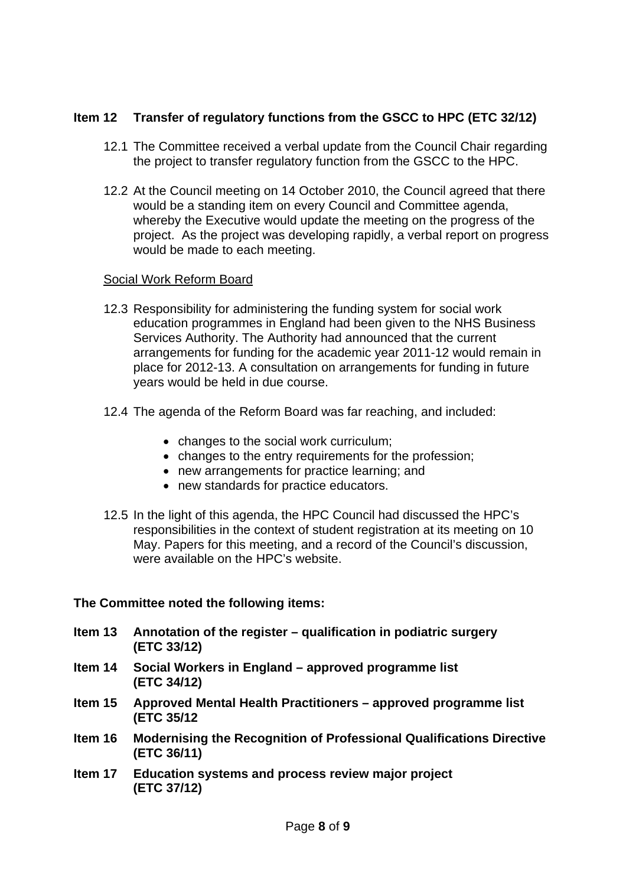**Item 12 Transfer of regulatory functions from the GSCC to HPC (ETC 32/12)**

12.1 The Committee received a verbal update from the Council Chair regarding the project to transfer regulatory function from the GSCC to the HPC.

12.2 At the Council meeting on 14 October 2010, the Council agreed that there would be a standing item on every Council and Committee agenda, whereby the Executive would update the meeting on the progress of the project. As the project was developing rapidly, a verbal report on progress would be made to each meeting.

Social Work Reform Board

12.3 Responsibility for administering the funding system for social work education programmes in England had been given to the NHS Business Services Authority. The Authority had announced that the current arrangements for funding for the academic year 2011-12 would remain in place for 2012-13. A consultation on arrangements for funding in future years would be held in due course.

12.4 The agenda of the Reform Board was far reaching, and included:

- changes to the social work curriculum;
- changes to the entry requirements for the profession;
- new arrangements for practice learning; and
- new standards for practice educators.

12.5 In the light of this agenda, the HPC Council had discussed the HPC's responsibilities in the context of student registration at its meeting on 10 May. Papers for this meeting, and a record of the Council's discussion, were available on the HPC's website.

**The Committee noted the following items:**

**Item 13 Annotation of the register – qualification in podiatric surgery (ETC 33/12)**

**Item 14 Social Workers in England – approved programme list (ETC 34/12)**

**Item 15 Approved Mental Health Practitioners – approved programme list (ETC 35/12**

**Item 16 Modernising the Recognition of Professional Qualifications Directive (ETC 36/11)**

**Item 17 Education systems and process review major project (ETC 37/12)**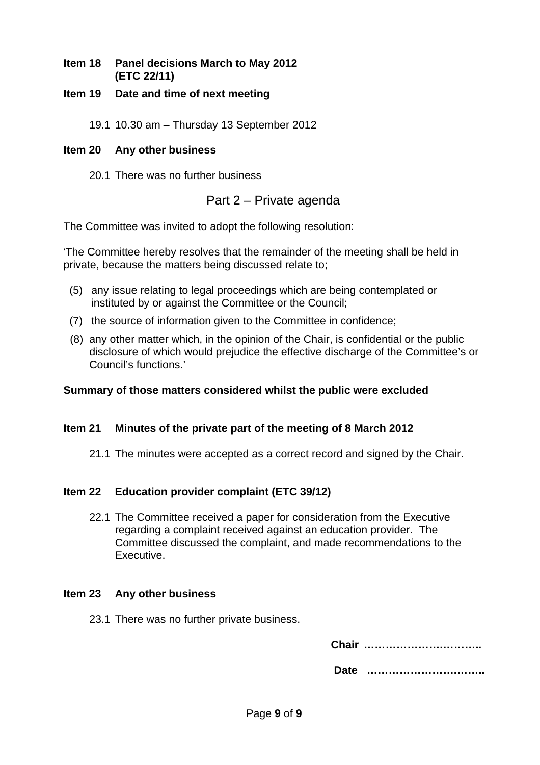**Item 18 Panel decisions March to May 2012 (ETC 22/11)**

**Item 19 Date and time of next meeting**

19.1 10.30 am – Thursday 13 September 2012

**Item 20 Any other business**

20.1 There was no further business

## Part 2 – Private agenda

The Committee was invited to adopt the following resolution:

'The Committee hereby resolves that the remainder of the meeting shall be held in private, because the matters being discussed relate to;

(5) any issue relating to legal proceedings which are being contemplated or instituted by or against the Committee or the Council;

(7) the source of information given to the Committee in confidence;

(8) any other matter which, in the opinion of the Chair, is confidential or the public disclosure of which would prejudice the effective discharge of the Committee's or Council's functions.'

**Summary of those matters considered whilst the public were excluded**

**Item 21 Minutes of the private part of the meeting of 8 March 2012**

21.1 The minutes were accepted as a correct record and signed by the Chair.

**Item 22 Education provider complaint (ETC 39/12)**

22.1 The Committee received a paper for consideration from the Executive regarding a complaint received against an education provider. The Committee discussed the complaint, and made recommendations to the Executive.

**Item 23 Any other business**

23.1 There was no further private business.

**Chair ………………….………..**

**Date ………………….………..**